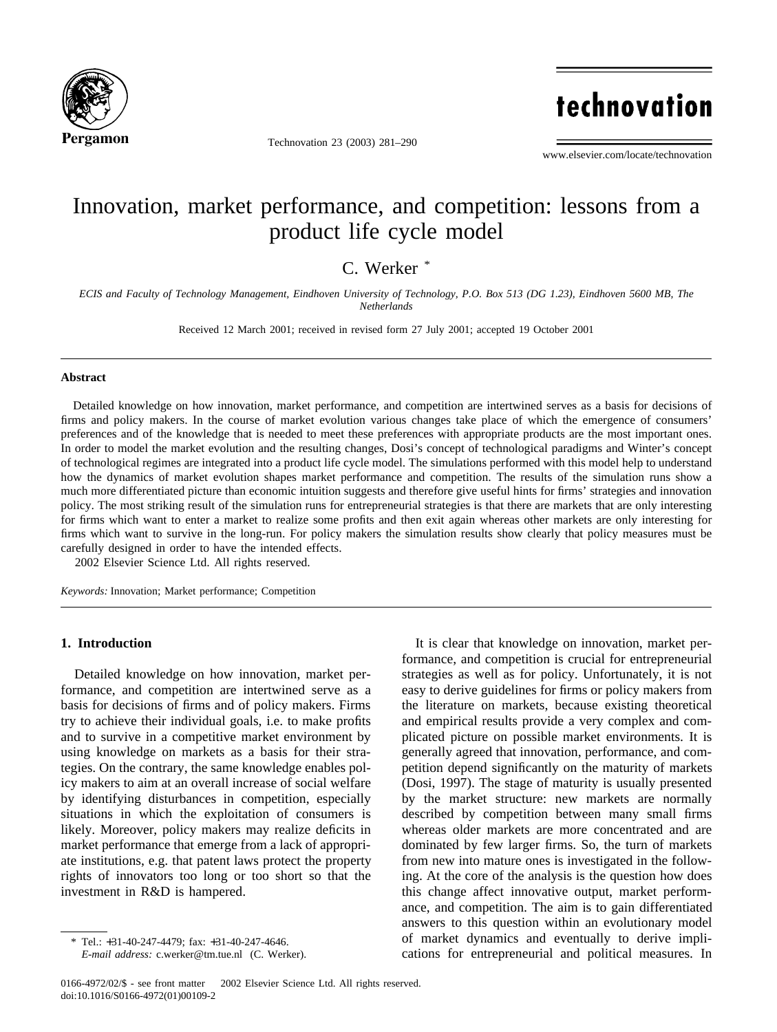# Innovation, market performance, and competition: lessons from a product life cycle model

C. Werker *

*ECIS and Faculty of Technology Management, Eindhoven University of Technology, P.O. Box 513 (DG 1.23), Eindhoven 5600 MB, The Netherlands*

Received 12 March 2001; received in revised form 27 July 2001; accepted 19 October 2001

## Abstract

Detailed knowledge on how innovation, market performance, and competition are intertwined serves as a basis for decisions of firms and policy makers. In the course of market evolution various changes take place of which the emergence of consumers' preferences and of the knowledge that is needed to meet these preferences with appropriate products are the most important ones. In order to model the market evolution and the resulting changes, Dosi's concept of technological paradigms and Winter's concept of technological regimes are integrated into a product life cycle model. The simulations performed with this model help to understand how the dynamics of market evolution shapes market performance and competition. The results of the simulation runs show a much more differentiated picture than economic intuition suggests and therefore give useful hints for firms' strategies and innovation policy. The most striking result of the simulation runs for entrepreneurial strategies is that there are markets that are only interesting for firms which want to enter a market to realize some profits and then exit again whereas other markets are only interesting for firms which want to survive in the long-run. For policy makers the simulation results show clearly that policy measures must be carefully designed in order to have the intended effects.

2002 Elsevier Science Ltd. All rights reserved.

*Keywords:* Innovation; Market performance; Competition

## 1. Introduction

Detailed knowledge on how innovation, market performance, and competition are intertwined serve as a basis for decisions of firms and of policy makers. Firms try to achieve their individual goals, i.e. to make profits and to survive in a competitive market environment by using knowledge on markets as a basis for their strategies. On the contrary, the same knowledge enables policy makers to aim at an overall increase of social welfare by identifying disturbances in competition, especially situations in which the exploitation of consumers is likely. Moreover, policy makers may realize deficits in market performance that emerge from a lack of appropriate institutions, e.g. that patent laws protect the property rights of innovators too long or too short so that the investment in R&D is hampered.

It is clear that knowledge on innovation, market performance, and competition is crucial for entrepreneurial strategies as well as for policy. Unfortunately, it is not easy to derive guidelines for firms or policy makers from the literature on markets, because existing theoretical and empirical results provide a very complex and complicated picture on possible market environments. It is generally agreed that innovation, performance, and competition depend significantly on the maturity of markets (Dosi, 1997). The stage of maturity is usually presented by the market structure: new markets are normally described by competition between many small firms whereas older markets are more concentrated and are dominated by few larger firms. So, the turn of markets from new into mature ones is investigated in the following. At the core of the analysis is the question how does this change affect innovative output, market performance, and competition. The aim is to gain differentiated answers to this question within an evolutionary model of market dynamics and eventually to derive implications for entrepreneurial and political measures. In

* Tel.: +31-40-247-4479; fax: +31-40-247-4646.
*E-mail address:* c.werker@tm.tue.nl (C. Werker).

0166-4972/02/$ - see front matter 2002 Elsevier Science Ltd. All rights reserved.
doi:10.1016/S0166-4972(01)00109-2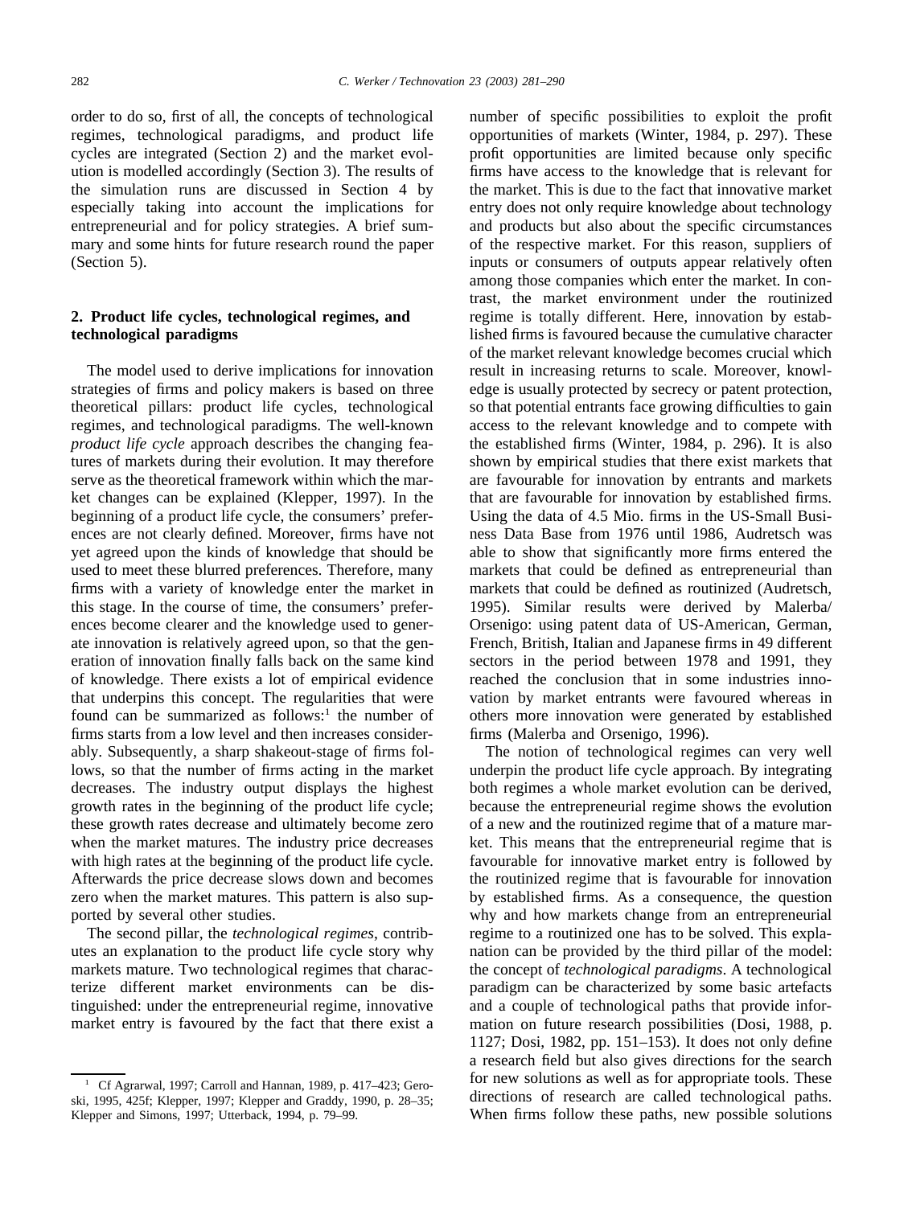order to do so, first of all, the concepts of technological regimes, technological paradigms, and product life cycles are integrated (Section 2) and the market evolution is modelled accordingly (Section 3). The results of the simulation runs are discussed in Section 4 by especially taking into account the implications for entrepreneurial and for policy strategies. A brief summary and some hints for future research round the paper (Section 5).

## 2. Product life cycles, technological regimes, and technological paradigms

The model used to derive implications for innovation strategies of firms and policy makers is based on three theoretical pillars: product life cycles, technological regimes, and technological paradigms. The well-known *product life cycle* approach describes the changing features of markets during their evolution. It may therefore serve as the theoretical framework within which the market changes can be explained (Klepper, 1997). In the beginning of a product life cycle, the consumers' preferences are not clearly defined. Moreover, firms have not yet agreed upon the kinds of knowledge that should be used to meet these blurred preferences. Therefore, many firms with a variety of knowledge enter the market in this stage. In the course of time, the consumers' preferences become clearer and the knowledge used to generate innovation is relatively agreed upon, so that the generation of innovation finally falls back on the same kind of knowledge. There exists a lot of empirical evidence that underpins this concept. The regularities that were found can be summarized as follows:[1] the number of firms starts from a low level and then increases considerably. Subsequently, a sharp shakeout-stage of firms follows, so that the number of firms acting in the market decreases. The industry output displays the highest growth rates in the beginning of the product life cycle; these growth rates decrease and ultimately become zero when the market matures. The industry price decreases with high rates at the beginning of the product life cycle. Afterwards the price decrease slows down and becomes zero when the market matures. This pattern is also supported by several other studies.

The second pillar, the *technological regimes*, contributes an explanation to the product life cycle story why markets mature. Two technological regimes that characterize different market environments can be distinguished: under the entrepreneurial regime, innovative market entry is favoured by the fact that there exist a number of specific possibilities to exploit the profit opportunities of markets (Winter, 1984, p. 297). These profit opportunities are limited because only specific firms have access to the knowledge that is relevant for the market. This is due to the fact that innovative market entry does not only require knowledge about technology and products but also about the specific circumstances of the respective market. For this reason, suppliers of inputs or consumers of outputs appear relatively often among those companies which enter the market. In contrast, the market environment under the routinized regime is totally different. Here, innovation by established firms is favoured because the cumulative character of the market relevant knowledge becomes crucial which result in increasing returns to scale. Moreover, knowledge is usually protected by secrecy or patent protection, so that potential entrants face growing difficulties to gain access to the relevant knowledge and to compete with the established firms (Winter, 1984, p. 296). It is also shown by empirical studies that there exist markets that are favourable for innovation by entrants and markets that are favourable for innovation by established firms. Using the data of 4.5 Mio. firms in the US-Small Business Data Base from 1976 until 1986, Audretsch was able to show that significantly more firms entered the markets that could be defined as entrepreneurial than markets that could be defined as routinized (Audretsch, 1995). Similar results were derived by Malerba/Orsenigo: using patent data of US-American, German, French, British, Italian and Japanese firms in 49 different sectors in the period between 1978 and 1991, they reached the conclusion that in some industries innovation by market entrants were favoured whereas in others more innovation were generated by established firms (Malerba and Orsenigo, 1996).

The notion of technological regimes can very well underpin the product life cycle approach. By integrating both regimes a whole market evolution can be derived, because the entrepreneurial regime shows the evolution of a new and the routinized regime that of a mature market. This means that the entrepreneurial regime that is favourable for innovative market entry is followed by the routinized regime that is favourable for innovation by established firms. As a consequence, the question why and how markets change from an entrepreneurial regime to a routinized one has to be solved. This explanation can be provided by the third pillar of the model: the concept of *technological paradigms*. A technological paradigm can be characterized by some basic artefacts and a couple of technological paths that provide information on future research possibilities (Dosi, 1988, p. 1127; Dosi, 1982, pp. 151–153). It does not only define a research field but also gives directions for the search for new solutions as well as for appropriate tools. These directions of research are called technological paths. When firms follow these paths, new possible solutions

[1] Cf Agrarwal, 1997; Carroll and Hannan, 1989, p. 417–423; Geroski, 1995, 425f; Klepper, 1997; Klepper and Graddy, 1990, p. 28–35; Klepper and Simons, 1997; Utterback, 1994, p. 79–99.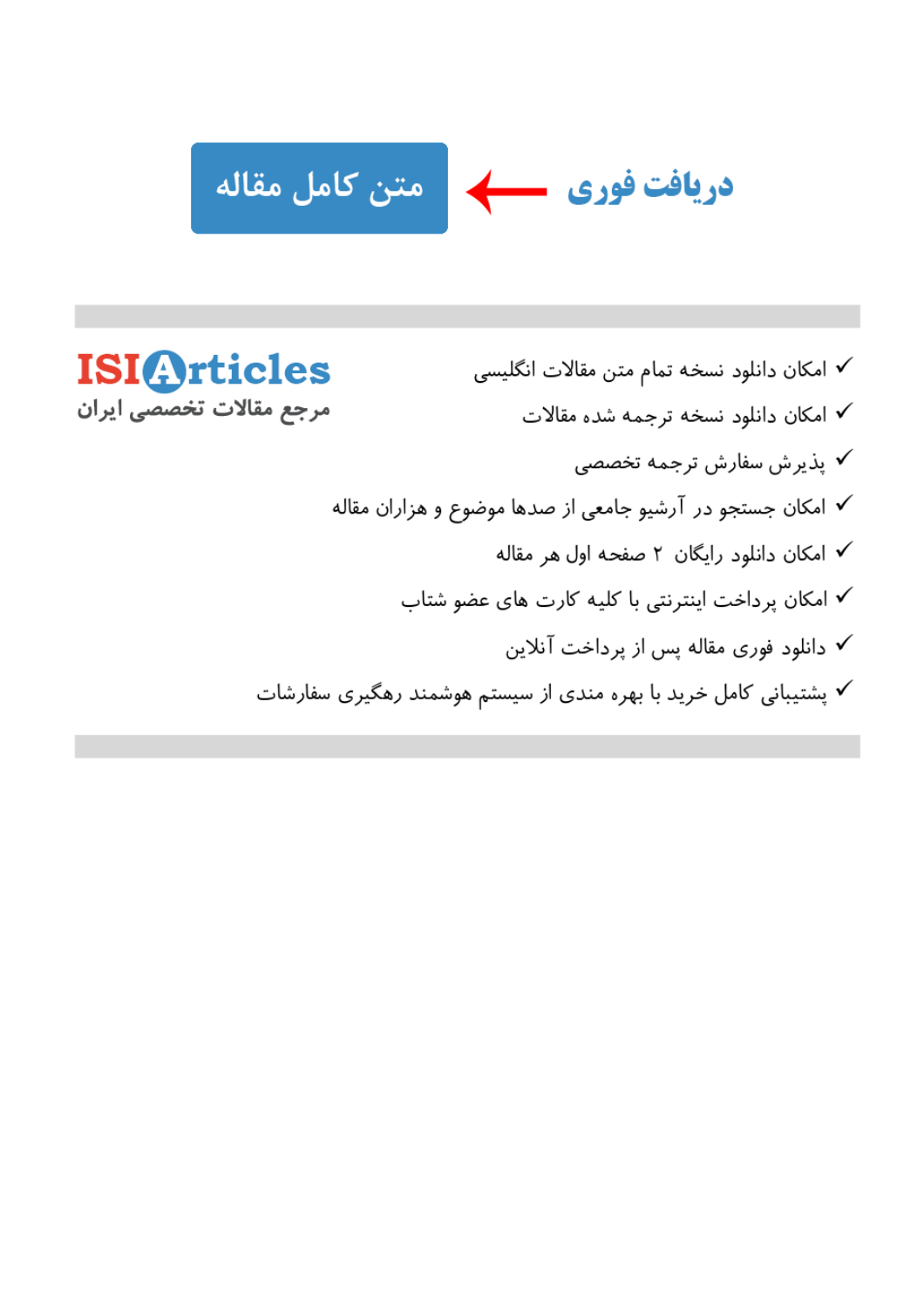دریافت فوری ← متن کامل مقاله

**ISIArticles**
مرجع مقالات تخصصی ایران

- ✓ امکان دانلود نسخه تمام متن مقالات انگلیسی
- ✓ امکان دانلود نسخه ترجمه شده مقالات
- ✓ پذیرش سفارش ترجمه تخصصی
- ✓ امکان جستجو در آرشیو جامعی از صدها موضوع و هزاران مقاله
- ✓ امکان دانلود رایگان ۲ صفحه اول هر مقاله
- ✓ امکان پرداخت اینترنتی با کلیه کارت های عضو شتاب
- ✓ دانلود فوری مقاله پس از پرداخت آنلاین
- ✓ پشتیبانی کامل خرید با بهره مندی از سیستم هوشمند رهگیری سفارشات